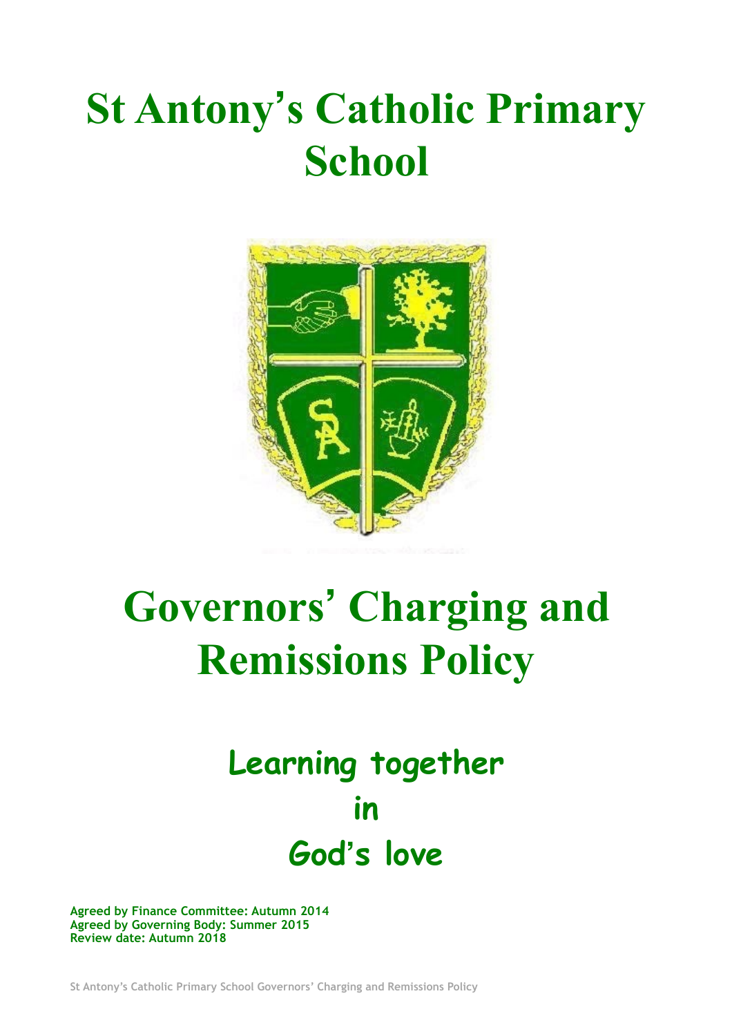# St Antony's Catholic Primary School

# Governors' Charging and Remissions Policy

## Learning together in God's love

**Agreed by Finance Committee: Autumn 2014**
**Agreed by Governing Body: Summer 2015**
**Review date: Autumn 2018**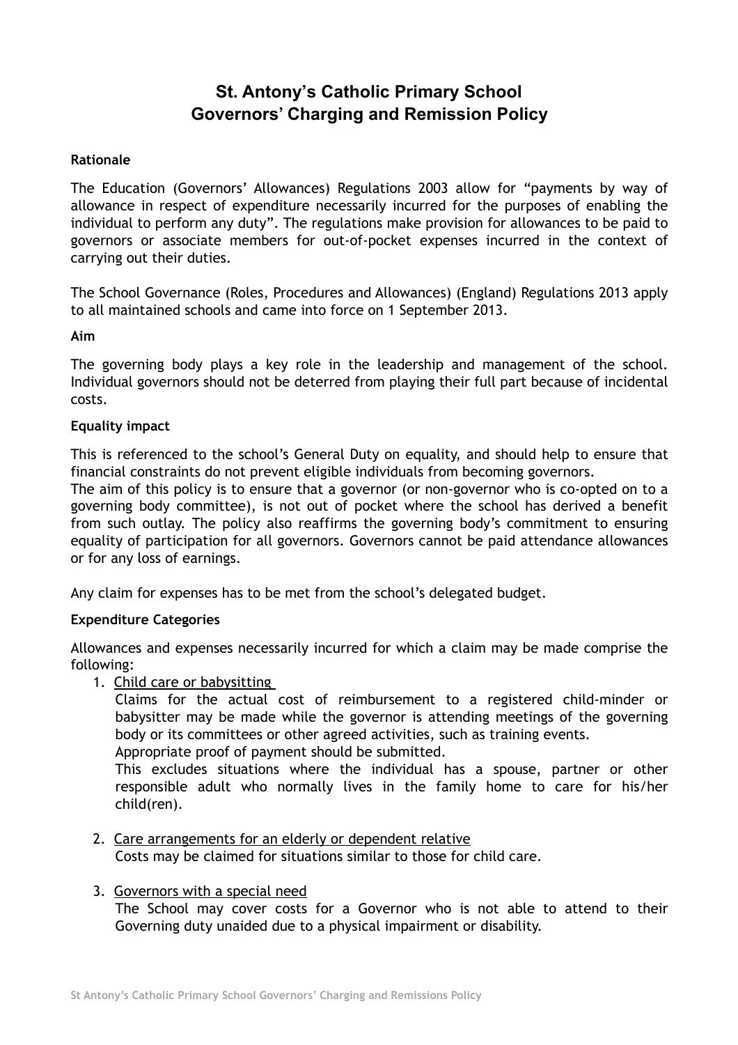# St. Antony's Catholic Primary School
# Governors' Charging and Remission Policy

**Rationale**

The Education (Governors' Allowances) Regulations 2003 allow for "payments by way of allowance in respect of expenditure necessarily incurred for the purposes of enabling the individual to perform any duty". The regulations make provision for allowances to be paid to governors or associate members for out-of-pocket expenses incurred in the context of carrying out their duties.

The School Governance (Roles, Procedures and Allowances) (England) Regulations 2013 apply to all maintained schools and came into force on 1 September 2013.

**Aim**

The governing body plays a key role in the leadership and management of the school. Individual governors should not be deterred from playing their full part because of incidental costs.

**Equality impact**

This is referenced to the school's General Duty on equality, and should help to ensure that financial constraints do not prevent eligible individuals from becoming governors.
The aim of this policy is to ensure that a governor (or non-governor who is co-opted on to a governing body committee), is not out of pocket where the school has derived a benefit from such outlay. The policy also reaffirms the governing body's commitment to ensuring equality of participation for all governors. Governors cannot be paid attendance allowances or for any loss of earnings.

Any claim for expenses has to be met from the school's delegated budget.

**Expenditure Categories**

Allowances and expenses necessarily incurred for which a claim may be made comprise the following:

1. Child care or babysitting
   Claims for the actual cost of reimbursement to a registered child-minder or babysitter may be made while the governor is attending meetings of the governing body or its committees or other agreed activities, such as training events.
   Appropriate proof of payment should be submitted.
   This excludes situations where the individual has a spouse, partner or other responsible adult who normally lives in the family home to care for his/her child(ren).

2. Care arrangements for an elderly or dependent relative
   Costs may be claimed for situations similar to those for child care.

3. Governors with a special need
   The School may cover costs for a Governor who is not able to attend to their Governing duty unaided due to a physical impairment or disability.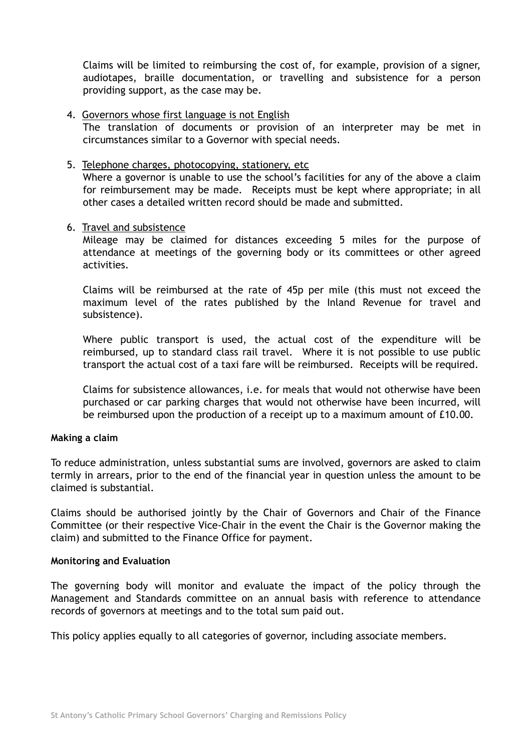Claims will be limited to reimbursing the cost of, for example, provision of a signer, audiotapes, braille documentation, or travelling and subsistence for a person providing support, as the case may be.

4. Governors whose first language is not English

   The translation of documents or provision of an interpreter may be met in circumstances similar to a Governor with special needs.

5. Telephone charges, photocopying, stationery, etc

   Where a governor is unable to use the school's facilities for any of the above a claim for reimbursement may be made. Receipts must be kept where appropriate; in all other cases a detailed written record should be made and submitted.

6. Travel and subsistence

   Mileage may be claimed for distances exceeding 5 miles for the purpose of attendance at meetings of the governing body or its committees or other agreed activities.

   Claims will be reimbursed at the rate of 45p per mile (this must not exceed the maximum level of the rates published by the Inland Revenue for travel and subsistence).

   Where public transport is used, the actual cost of the expenditure will be reimbursed, up to standard class rail travel. Where it is not possible to use public transport the actual cost of a taxi fare will be reimbursed. Receipts will be required.

   Claims for subsistence allowances, i.e. for meals that would not otherwise have been purchased or car parking charges that would not otherwise have been incurred, will be reimbursed upon the production of a receipt up to a maximum amount of £10.00.

**Making a claim**

To reduce administration, unless substantial sums are involved, governors are asked to claim termly in arrears, prior to the end of the financial year in question unless the amount to be claimed is substantial.

Claims should be authorised jointly by the Chair of Governors and Chair of the Finance Committee (or their respective Vice-Chair in the event the Chair is the Governor making the claim) and submitted to the Finance Office for payment.

**Monitoring and Evaluation**

The governing body will monitor and evaluate the impact of the policy through the Management and Standards committee on an annual basis with reference to attendance records of governors at meetings and to the total sum paid out.

This policy applies equally to all categories of governor, including associate members.